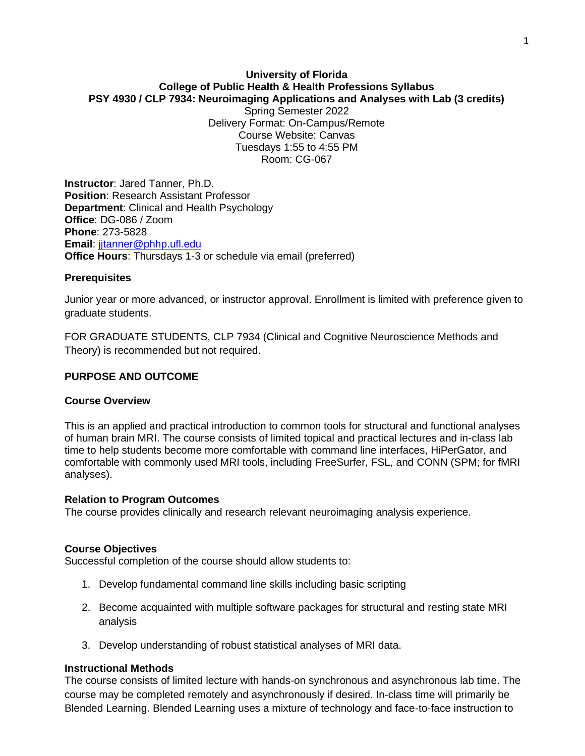**University of Florida**
**College of Public Health & Health Professions Syllabus**
**PSY 4930 / CLP 7934: Neuroimaging Applications and Analyses with Lab (3 credits)**
Spring Semester 2022
Delivery Format: On-Campus/Remote
Course Website: Canvas
Tuesdays 1:55 to 4:55 PM
Room: CG-067

**Instructor**: Jared Tanner, Ph.D.
**Position**: Research Assistant Professor
**Department**: Clinical and Health Psychology
**Office**: DG-086 / Zoom
**Phone**: 273-5828
**Email**: jjtanner@phhp.ufl.edu
**Office Hours**: Thursdays 1-3 or schedule via email (preferred)

## Prerequisites

Junior year or more advanced, or instructor approval. Enrollment is limited with preference given to graduate students.

FOR GRADUATE STUDENTS, CLP 7934 (Clinical and Cognitive Neuroscience Methods and Theory) is recommended but not required.

## PURPOSE AND OUTCOME

### Course Overview

This is an applied and practical introduction to common tools for structural and functional analyses of human brain MRI. The course consists of limited topical and practical lectures and in-class lab time to help students become more comfortable with command line interfaces, HiPerGator, and comfortable with commonly used MRI tools, including FreeSurfer, FSL, and CONN (SPM; for fMRI analyses).

### Relation to Program Outcomes

The course provides clinically and research relevant neuroimaging analysis experience.

### Course Objectives

Successful completion of the course should allow students to:

1. Develop fundamental command line skills including basic scripting
2. Become acquainted with multiple software packages for structural and resting state MRI analysis
3. Develop understanding of robust statistical analyses of MRI data.

### Instructional Methods

The course consists of limited lecture with hands-on synchronous and asynchronous lab time. The course may be completed remotely and asynchronously if desired. In-class time will primarily be Blended Learning. Blended Learning uses a mixture of technology and face-to-face instruction to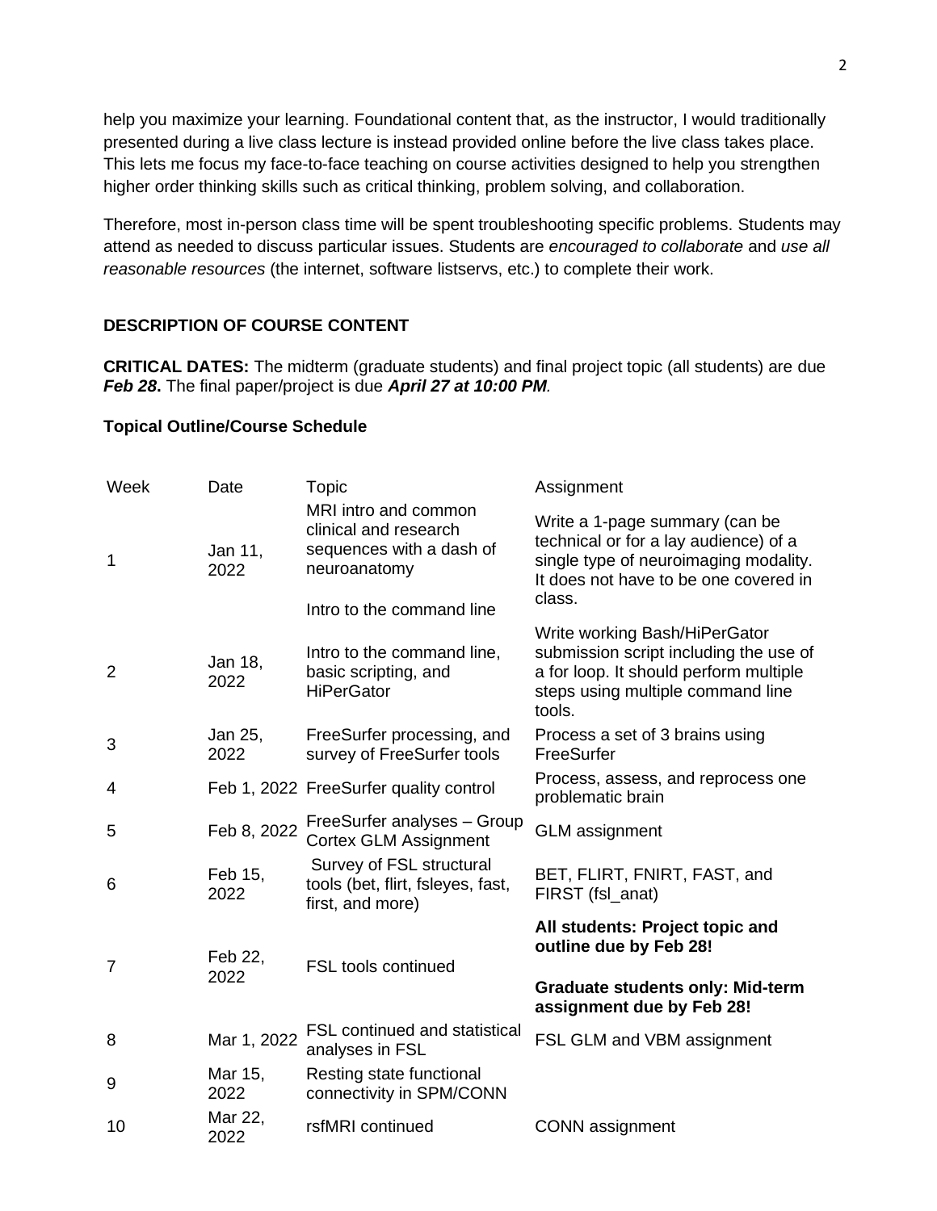help you maximize your learning. Foundational content that, as the instructor, I would traditionally presented during a live class lecture is instead provided online before the live class takes place. This lets me focus my face-to-face teaching on course activities designed to help you strengthen higher order thinking skills such as critical thinking, problem solving, and collaboration.

Therefore, most in-person class time will be spent troubleshooting specific problems. Students may attend as needed to discuss particular issues. Students are *encouraged to collaborate* and *use all reasonable resources* (the internet, software listservs, etc.) to complete their work.

## DESCRIPTION OF COURSE CONTENT

**CRITICAL DATES:** The midterm (graduate students) and final project topic (all students) are due ***Feb 28***. The final paper/project is due ***April 27 at 10:00 PM***.

### Topical Outline/Course Schedule

| Week | Date | Topic | Assignment |
|---|---|---|---|
| 1 | Jan 11, 2022 | MRI intro and common clinical and research sequences with a dash of neuroanatomy<br><br>Intro to the command line | Write a 1-page summary (can be technical or for a lay audience) of a single type of neuroimaging modality. It does not have to be one covered in class. |
| 2 | Jan 18, 2022 | Intro to the command line, basic scripting, and HiPerGator | Write working Bash/HiPerGator submission script including the use of a for loop. It should perform multiple steps using multiple command line tools. |
| 3 | Jan 25, 2022 | FreeSurfer processing, and survey of FreeSurfer tools | Process a set of 3 brains using FreeSurfer |
| 4 | Feb 1, 2022 | FreeSurfer quality control | Process, assess, and reprocess one problematic brain |
| 5 | Feb 8, 2022 | FreeSurfer analyses – Group Cortex GLM Assignment | GLM assignment |
| 6 | Feb 15, 2022 | Survey of FSL structural tools (bet, flirt, fsleyes, fast, first, and more) | BET, FLIRT, FNIRT, FAST, and FIRST (fsl_anat) |
| 7 | Feb 22, 2022 | FSL tools continued | **All students: Project topic and outline due by Feb 28!**<br><br>**Graduate students only: Mid-term assignment due by Feb 28!** |
| 8 | Mar 1, 2022 | FSL continued and statistical analyses in FSL | FSL GLM and VBM assignment |
| 9 | Mar 15, 2022 | Resting state functional connectivity in SPM/CONN | |
| 10 | Mar 22, 2022 | rsfMRI continued | CONN assignment |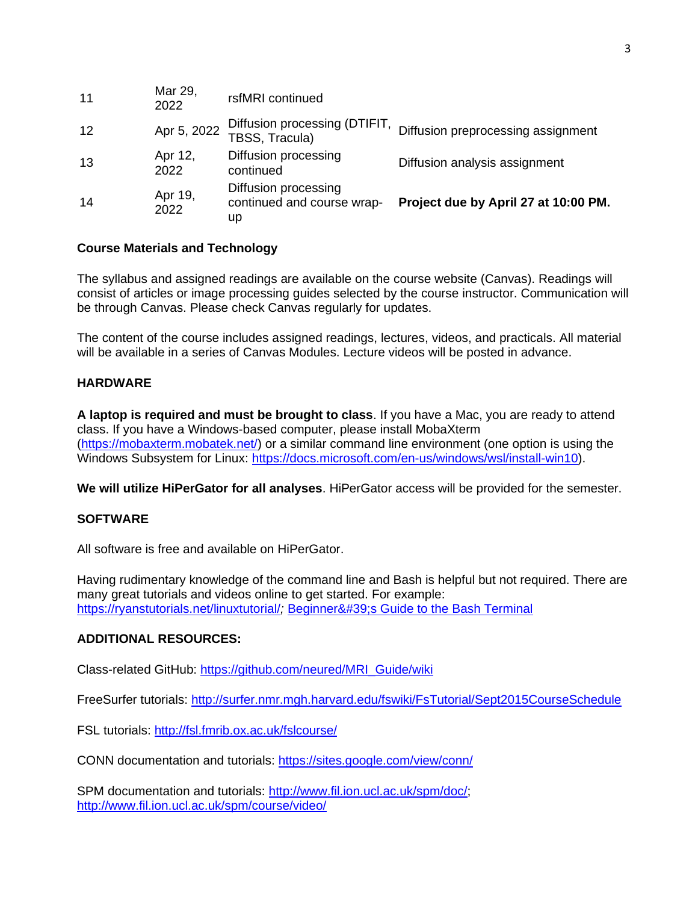| | | | |
|---|---|---|---|
| 11 | Mar 29, 2022 | rsfMRI continued | |
| 12 | Apr 5, 2022 | Diffusion processing (DTIFIT, TBSS, Tracula) | Diffusion preprocessing assignment |
| 13 | Apr 12, 2022 | Diffusion processing continued | Diffusion analysis assignment |
| 14 | Apr 19, 2022 | Diffusion processing continued and course wrap-up | **Project due by April 27 at 10:00 PM.** |

**Course Materials and Technology**

The syllabus and assigned readings are available on the course website (Canvas). Readings will consist of articles or image processing guides selected by the course instructor. Communication will be through Canvas. Please check Canvas regularly for updates.

The content of the course includes assigned readings, lectures, videos, and practicals. All material will be available in a series of Canvas Modules. Lecture videos will be posted in advance.

**HARDWARE**

**A laptop is required and must be brought to class**. If you have a Mac, you are ready to attend class. If you have a Windows-based computer, please install MobaXterm (https://mobaxterm.mobatek.net/) or a similar command line environment (one option is using the Windows Subsystem for Linux: https://docs.microsoft.com/en-us/windows/wsl/install-win10).

**We will utilize HiPerGator for all analyses**. HiPerGator access will be provided for the semester.

**SOFTWARE**

All software is free and available on HiPerGator.

Having rudimentary knowledge of the command line and Bash is helpful but not required. There are many great tutorials and videos online to get started. For example: https://ryanstutorials.net/linuxtutorial/; Beginner&#39;s Guide to the Bash Terminal

**ADDITIONAL RESOURCES:**

Class-related GitHub: https://github.com/neured/MRI_Guide/wiki

FreeSurfer tutorials: http://surfer.nmr.mgh.harvard.edu/fswiki/FsTutorial/Sept2015CourseSchedule

FSL tutorials: http://fsl.fmrib.ox.ac.uk/fslcourse/

CONN documentation and tutorials: https://sites.google.com/view/conn/

SPM documentation and tutorials: http://www.fil.ion.ucl.ac.uk/spm/doc/; http://www.fil.ion.ucl.ac.uk/spm/course/video/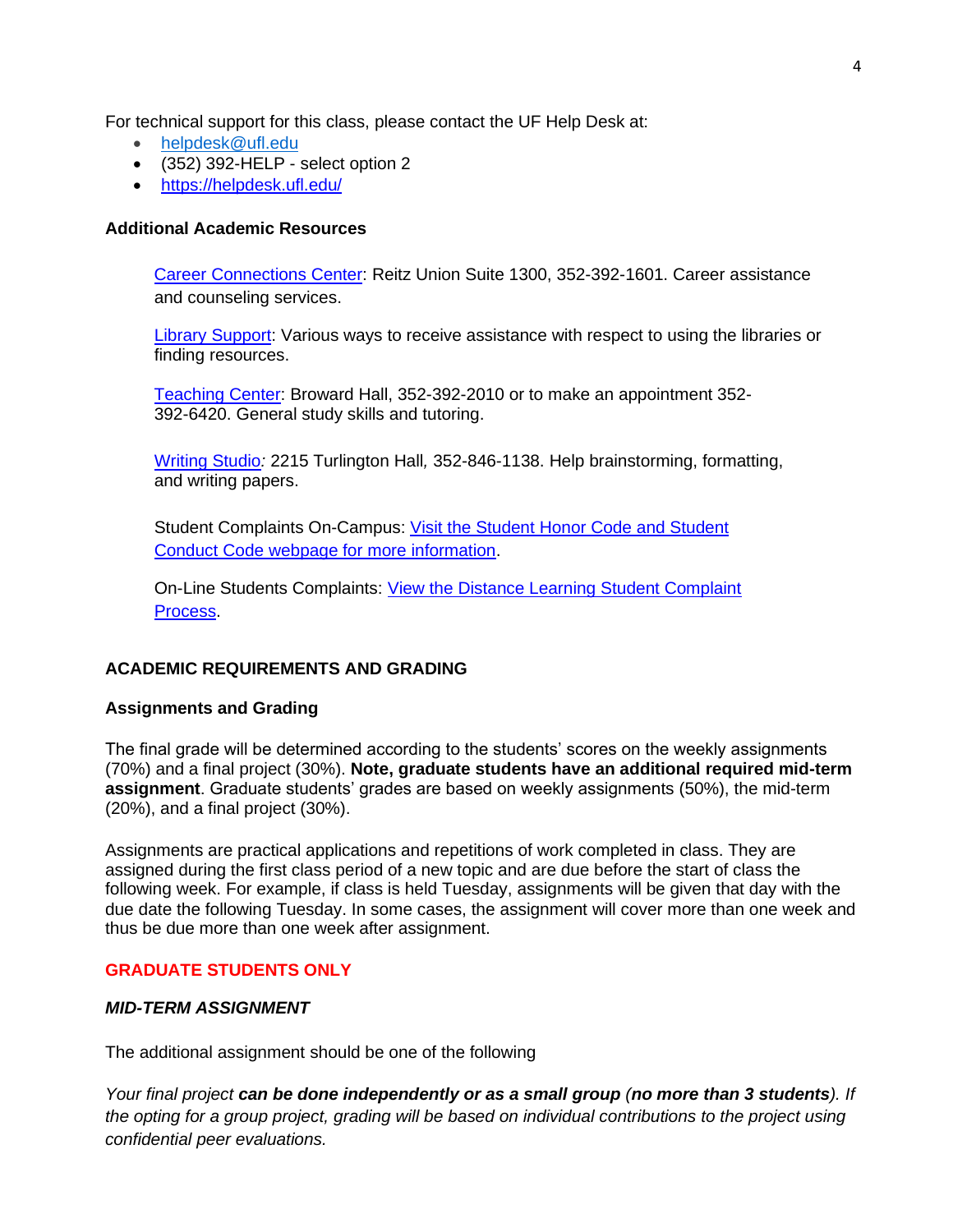For technical support for this class, please contact the UF Help Desk at:

- helpdesk@ufl.edu
- (352) 392-HELP - select option 2
- https://helpdesk.ufl.edu/

**Additional Academic Resources**

Career Connections Center: Reitz Union Suite 1300, 352-392-1601. Career assistance and counseling services.

Library Support: Various ways to receive assistance with respect to using the libraries or finding resources.

Teaching Center: Broward Hall, 352-392-2010 or to make an appointment 352-392-6420. General study skills and tutoring.

Writing Studio*:* 2215 Turlington Hall*,* 352-846-1138. Help brainstorming, formatting, and writing papers.

Student Complaints On-Campus: Visit the Student Honor Code and Student Conduct Code webpage for more information.

On-Line Students Complaints: View the Distance Learning Student Complaint Process.

## ACADEMIC REQUIREMENTS AND GRADING

### Assignments and Grading

The final grade will be determined according to the students' scores on the weekly assignments (70%) and a final project (30%). **Note, graduate students have an additional required mid-term assignment**. Graduate students' grades are based on weekly assignments (50%), the mid-term (20%), and a final project (30%).

Assignments are practical applications and repetitions of work completed in class. They are assigned during the first class period of a new topic and are due before the start of class the following week. For example, if class is held Tuesday, assignments will be given that day with the due date the following Tuesday. In some cases, the assignment will cover more than one week and thus be due more than one week after assignment.

### GRADUATE STUDENTS ONLY

***MID-TERM ASSIGNMENT***

The additional assignment should be one of the following

*Your final project* ***can be done independently or as a small group*** *(****no more than 3 students****). If the opting for a group project, grading will be based on individual contributions to the project using confidential peer evaluations.*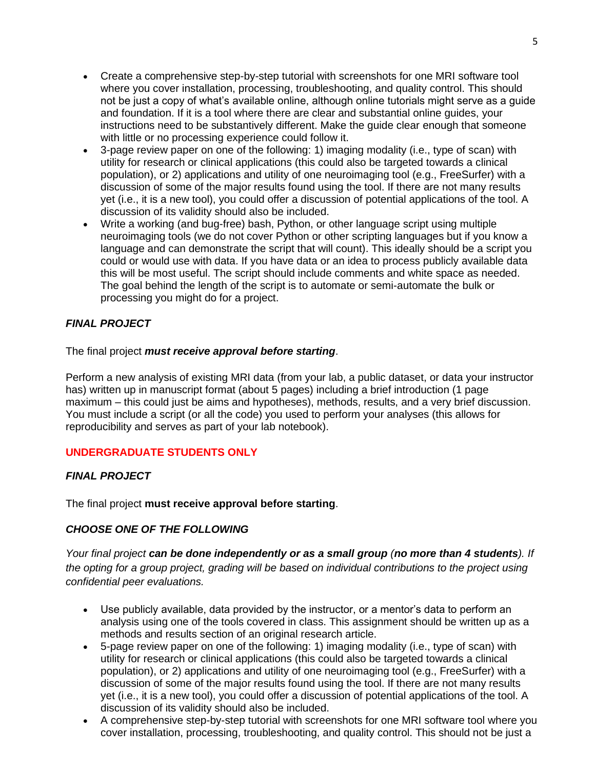- Create a comprehensive step-by-step tutorial with screenshots for one MRI software tool where you cover installation, processing, troubleshooting, and quality control. This should not be just a copy of what's available online, although online tutorials might serve as a guide and foundation. If it is a tool where there are clear and substantial online guides, your instructions need to be substantively different. Make the guide clear enough that someone with little or no processing experience could follow it.
- 3-page review paper on one of the following: 1) imaging modality (i.e., type of scan) with utility for research or clinical applications (this could also be targeted towards a clinical population), or 2) applications and utility of one neuroimaging tool (e.g., FreeSurfer) with a discussion of some of the major results found using the tool. If there are not many results yet (i.e., it is a new tool), you could offer a discussion of potential applications of the tool. A discussion of its validity should also be included.
- Write a working (and bug-free) bash, Python, or other language script using multiple neuroimaging tools (we do not cover Python or other scripting languages but if you know a language and can demonstrate the script that will count). This ideally should be a script you could or would use with data. If you have data or an idea to process publicly available data this will be most useful. The script should include comments and white space as needed. The goal behind the length of the script is to automate or semi-automate the bulk or processing you might do for a project.

### ***FINAL PROJECT***

The final project ***must receive approval before starting***.

Perform a new analysis of existing MRI data (from your lab, a public dataset, or data your instructor has) written up in manuscript format (about 5 pages) including a brief introduction (1 page maximum – this could just be aims and hypotheses), methods, results, and a very brief discussion. You must include a script (or all the code) you used to perform your analyses (this allows for reproducibility and serves as part of your lab notebook).

## **UNDERGRADUATE STUDENTS ONLY**

### ***FINAL PROJECT***

The final project **must receive approval before starting**.

### ***CHOOSE ONE OF THE FOLLOWING***

*Your final project **can be done independently or as a small group** (**no more than 4 students**). If the opting for a group project, grading will be based on individual contributions to the project using confidential peer evaluations.*

- Use publicly available, data provided by the instructor, or a mentor's data to perform an analysis using one of the tools covered in class. This assignment should be written up as a methods and results section of an original research article.
- 5-page review paper on one of the following: 1) imaging modality (i.e., type of scan) with utility for research or clinical applications (this could also be targeted towards a clinical population), or 2) applications and utility of one neuroimaging tool (e.g., FreeSurfer) with a discussion of some of the major results found using the tool. If there are not many results yet (i.e., it is a new tool), you could offer a discussion of potential applications of the tool. A discussion of its validity should also be included.
- A comprehensive step-by-step tutorial with screenshots for one MRI software tool where you cover installation, processing, troubleshooting, and quality control. This should not be just a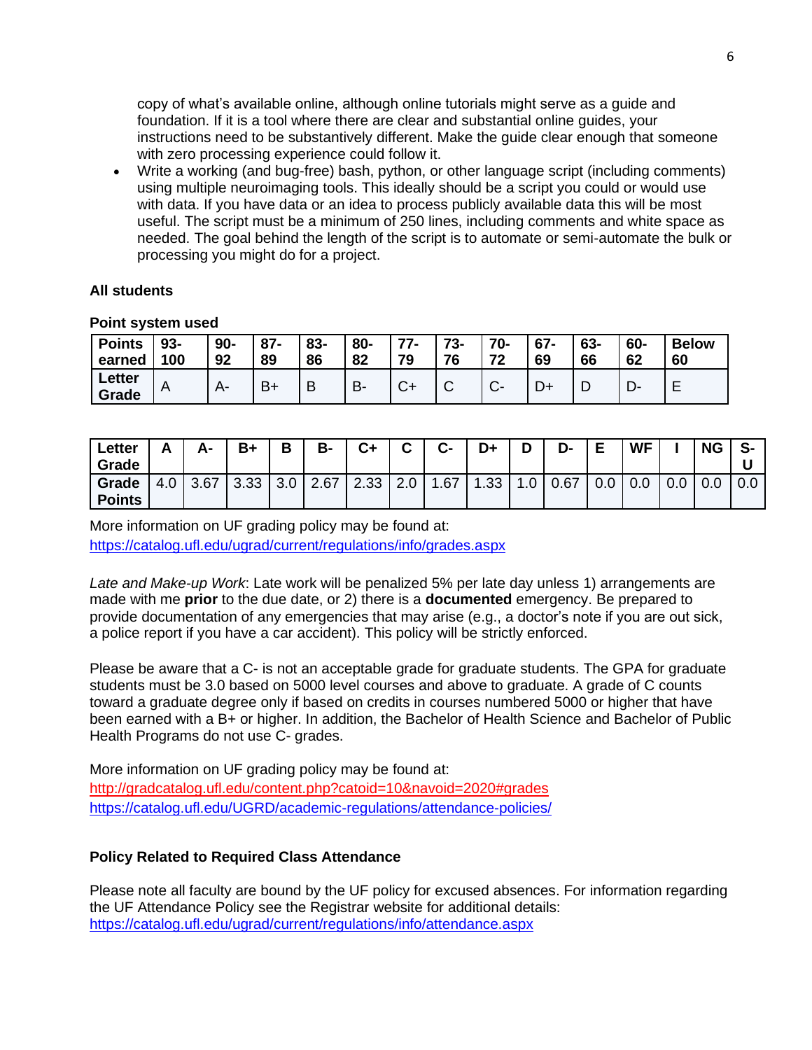copy of what's available online, although online tutorials might serve as a guide and foundation. If it is a tool where there are clear and substantial online guides, your instructions need to be substantively different. Make the guide clear enough that someone with zero processing experience could follow it.

- Write a working (and bug-free) bash, python, or other language script (including comments) using multiple neuroimaging tools. This ideally should be a script you could or would use with data. If you have data or an idea to process publicly available data this will be most useful. The script must be a minimum of 250 lines, including comments and white space as needed. The goal behind the length of the script is to automate or semi-automate the bulk or processing you might do for a project.

**All students**

**Point system used**

| **Points earned** | **93-100** | **90-92** | **87-89** | **83-86** | **80-82** | **77-79** | **73-76** | **70-72** | **67-69** | **63-66** | **60-62** | **Below 60** |
|---|---|---|---|---|---|---|---|---|---|---|---|---|
| **Letter Grade** | A | A- | B+ | B | B- | C+ | C | C- | D+ | D | D- | E |

| **Letter Grade** | **A** | **A-** | **B+** | **B** | **B-** | **C+** | **C** | **C-** | **D+** | **D** | **D-** | **E** | **WF** | **I** | **NG** | **S-U** |
|---|---|---|---|---|---|---|---|---|---|---|---|---|---|---|---|---|
| **Grade Points** | 4.0 | 3.67 | 3.33 | 3.0 | 2.67 | 2.33 | 2.0 | 1.67 | 1.33 | 1.0 | 0.67 | 0.0 | 0.0 | 0.0 | 0.0 | 0.0 |

More information on UF grading policy may be found at:
https://catalog.ufl.edu/ugrad/current/regulations/info/grades.aspx

*Late and Make-up Work*: Late work will be penalized 5% per late day unless 1) arrangements are made with me **prior** to the due date, or 2) there is a **documented** emergency. Be prepared to provide documentation of any emergencies that may arise (e.g., a doctor's note if you are out sick, a police report if you have a car accident). This policy will be strictly enforced.

Please be aware that a C- is not an acceptable grade for graduate students. The GPA for graduate students must be 3.0 based on 5000 level courses and above to graduate. A grade of C counts toward a graduate degree only if based on credits in courses numbered 5000 or higher that have been earned with a B+ or higher. In addition, the Bachelor of Health Science and Bachelor of Public Health Programs do not use C- grades.

More information on UF grading policy may be found at:
http://gradcatalog.ufl.edu/content.php?catoid=10&navoid=2020#grades
https://catalog.ufl.edu/UGRD/academic-regulations/attendance-policies/

**Policy Related to Required Class Attendance**

Please note all faculty are bound by the UF policy for excused absences. For information regarding the UF Attendance Policy see the Registrar website for additional details:
https://catalog.ufl.edu/ugrad/current/regulations/info/attendance.aspx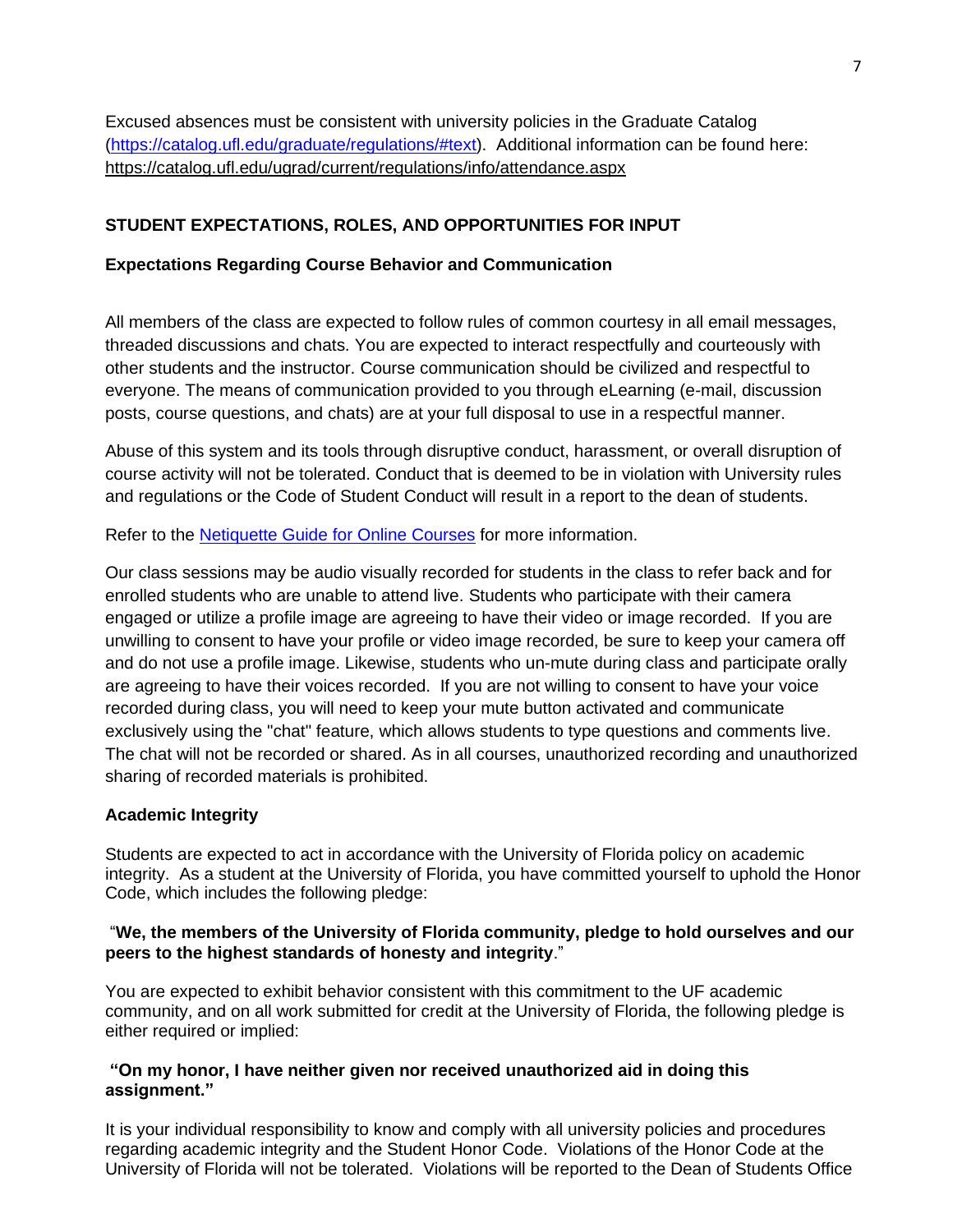Excused absences must be consistent with university policies in the Graduate Catalog ([https://catalog.ufl.edu/graduate/regulations/#text](https://catalog.ufl.edu/graduate/regulations/#text)). Additional information can be found here: https://catalog.ufl.edu/ugrad/current/regulations/info/attendance.aspx

## STUDENT EXPECTATIONS, ROLES, AND OPPORTUNITIES FOR INPUT

### Expectations Regarding Course Behavior and Communication

All members of the class are expected to follow rules of common courtesy in all email messages, threaded discussions and chats. You are expected to interact respectfully and courteously with other students and the instructor. Course communication should be civilized and respectful to everyone. The means of communication provided to you through eLearning (e-mail, discussion posts, course questions, and chats) are at your full disposal to use in a respectful manner.

Abuse of this system and its tools through disruptive conduct, harassment, or overall disruption of course activity will not be tolerated. Conduct that is deemed to be in violation with University rules and regulations or the Code of Student Conduct will result in a report to the dean of students.

Refer to the [Netiquette Guide for Online Courses]() for more information.

Our class sessions may be audio visually recorded for students in the class to refer back and for enrolled students who are unable to attend live. Students who participate with their camera engaged or utilize a profile image are agreeing to have their video or image recorded. If you are unwilling to consent to have your profile or video image recorded, be sure to keep your camera off and do not use a profile image. Likewise, students who un-mute during class and participate orally are agreeing to have their voices recorded. If you are not willing to consent to have your voice recorded during class, you will need to keep your mute button activated and communicate exclusively using the "chat" feature, which allows students to type questions and comments live. The chat will not be recorded or shared. As in all courses, unauthorized recording and unauthorized sharing of recorded materials is prohibited.

### Academic Integrity

Students are expected to act in accordance with the University of Florida policy on academic integrity. As a student at the University of Florida, you have committed yourself to uphold the Honor Code, which includes the following pledge:

"**We, the members of the University of Florida community, pledge to hold ourselves and our peers to the highest standards of honesty and integrity**."

You are expected to exhibit behavior consistent with this commitment to the UF academic community, and on all work submitted for credit at the University of Florida, the following pledge is either required or implied:

**"On my honor, I have neither given nor received unauthorized aid in doing this assignment."**

It is your individual responsibility to know and comply with all university policies and procedures regarding academic integrity and the Student Honor Code. Violations of the Honor Code at the University of Florida will not be tolerated. Violations will be reported to the Dean of Students Office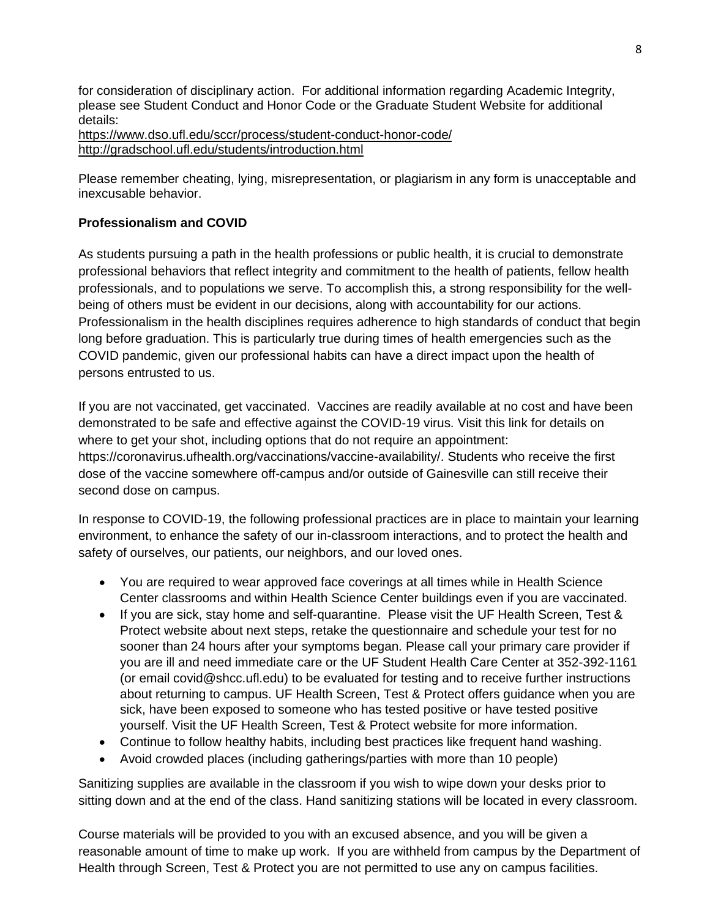for consideration of disciplinary action. For additional information regarding Academic Integrity, please see Student Conduct and Honor Code or the Graduate Student Website for additional details:
https://www.dso.ufl.edu/sccr/process/student-conduct-honor-code/
http://gradschool.ufl.edu/students/introduction.html

Please remember cheating, lying, misrepresentation, or plagiarism in any form is unacceptable and inexcusable behavior.

**Professionalism and COVID**

As students pursuing a path in the health professions or public health, it is crucial to demonstrate professional behaviors that reflect integrity and commitment to the health of patients, fellow health professionals, and to populations we serve. To accomplish this, a strong responsibility for the well-being of others must be evident in our decisions, along with accountability for our actions. Professionalism in the health disciplines requires adherence to high standards of conduct that begin long before graduation. This is particularly true during times of health emergencies such as the COVID pandemic, given our professional habits can have a direct impact upon the health of persons entrusted to us.

If you are not vaccinated, get vaccinated. Vaccines are readily available at no cost and have been demonstrated to be safe and effective against the COVID-19 virus. Visit this link for details on where to get your shot, including options that do not require an appointment: https://coronavirus.ufhealth.org/vaccinations/vaccine-availability/. Students who receive the first dose of the vaccine somewhere off-campus and/or outside of Gainesville can still receive their second dose on campus.

In response to COVID-19, the following professional practices are in place to maintain your learning environment, to enhance the safety of our in-classroom interactions, and to protect the health and safety of ourselves, our patients, our neighbors, and our loved ones.

- You are required to wear approved face coverings at all times while in Health Science Center classrooms and within Health Science Center buildings even if you are vaccinated.
- If you are sick, stay home and self-quarantine. Please visit the UF Health Screen, Test & Protect website about next steps, retake the questionnaire and schedule your test for no sooner than 24 hours after your symptoms began. Please call your primary care provider if you are ill and need immediate care or the UF Student Health Care Center at 352-392-1161 (or email covid@shcc.ufl.edu) to be evaluated for testing and to receive further instructions about returning to campus. UF Health Screen, Test & Protect offers guidance when you are sick, have been exposed to someone who has tested positive or have tested positive yourself. Visit the UF Health Screen, Test & Protect website for more information.
- Continue to follow healthy habits, including best practices like frequent hand washing.
- Avoid crowded places (including gatherings/parties with more than 10 people)

Sanitizing supplies are available in the classroom if you wish to wipe down your desks prior to sitting down and at the end of the class. Hand sanitizing stations will be located in every classroom.

Course materials will be provided to you with an excused absence, and you will be given a reasonable amount of time to make up work. If you are withheld from campus by the Department of Health through Screen, Test & Protect you are not permitted to use any on campus facilities.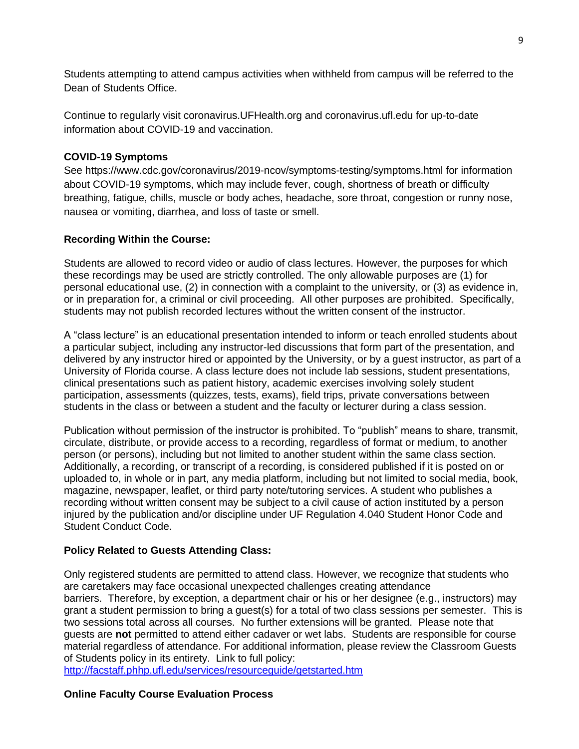Students attempting to attend campus activities when withheld from campus will be referred to the Dean of Students Office.

Continue to regularly visit coronavirus.UFHealth.org and coronavirus.ufl.edu for up-to-date information about COVID-19 and vaccination.

**COVID-19 Symptoms**

See https://www.cdc.gov/coronavirus/2019-ncov/symptoms-testing/symptoms.html for information about COVID-19 symptoms, which may include fever, cough, shortness of breath or difficulty breathing, fatigue, chills, muscle or body aches, headache, sore throat, congestion or runny nose, nausea or vomiting, diarrhea, and loss of taste or smell.

**Recording Within the Course:**

Students are allowed to record video or audio of class lectures. However, the purposes for which these recordings may be used are strictly controlled. The only allowable purposes are (1) for personal educational use, (2) in connection with a complaint to the university, or (3) as evidence in, or in preparation for, a criminal or civil proceeding. All other purposes are prohibited. Specifically, students may not publish recorded lectures without the written consent of the instructor.

A "class lecture" is an educational presentation intended to inform or teach enrolled students about a particular subject, including any instructor-led discussions that form part of the presentation, and delivered by any instructor hired or appointed by the University, or by a guest instructor, as part of a University of Florida course. A class lecture does not include lab sessions, student presentations, clinical presentations such as patient history, academic exercises involving solely student participation, assessments (quizzes, tests, exams), field trips, private conversations between students in the class or between a student and the faculty or lecturer during a class session.

Publication without permission of the instructor is prohibited. To "publish" means to share, transmit, circulate, distribute, or provide access to a recording, regardless of format or medium, to another person (or persons), including but not limited to another student within the same class section. Additionally, a recording, or transcript of a recording, is considered published if it is posted on or uploaded to, in whole or in part, any media platform, including but not limited to social media, book, magazine, newspaper, leaflet, or third party note/tutoring services. A student who publishes a recording without written consent may be subject to a civil cause of action instituted by a person injured by the publication and/or discipline under UF Regulation 4.040 Student Honor Code and Student Conduct Code.

**Policy Related to Guests Attending Class:**

Only registered students are permitted to attend class. However, we recognize that students who are caretakers may face occasional unexpected challenges creating attendance barriers. Therefore, by exception, a department chair or his or her designee (e.g., instructors) may grant a student permission to bring a guest(s) for a total of two class sessions per semester. This is two sessions total across all courses. No further extensions will be granted. Please note that guests are **not** permitted to attend either cadaver or wet labs. Students are responsible for course material regardless of attendance. For additional information, please review the Classroom Guests of Students policy in its entirety. Link to full policy: [http://facstaff.phhp.ufl.edu/services/resourceguide/getstarted.htm](http://facstaff.phhp.ufl.edu/services/resourceguide/getstarted.htm)

**Online Faculty Course Evaluation Process**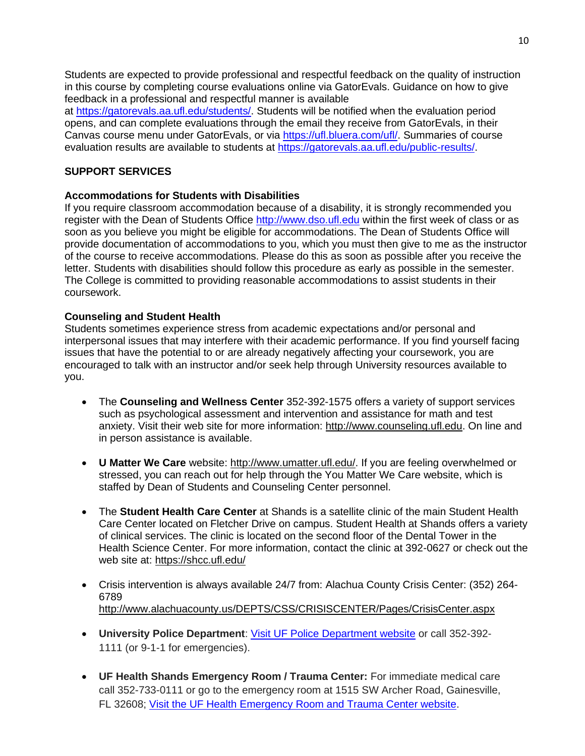Students are expected to provide professional and respectful feedback on the quality of instruction in this course by completing course evaluations online via GatorEvals. Guidance on how to give feedback in a professional and respectful manner is available at https://gatorevals.aa.ufl.edu/students/. Students will be notified when the evaluation period opens, and can complete evaluations through the email they receive from GatorEvals, in their Canvas course menu under GatorEvals, or via https://ufl.bluera.com/ufl/. Summaries of course evaluation results are available to students at https://gatorevals.aa.ufl.edu/public-results/.

## SUPPORT SERVICES

### Accommodations for Students with Disabilities

If you require classroom accommodation because of a disability, it is strongly recommended you register with the Dean of Students Office http://www.dso.ufl.edu within the first week of class or as soon as you believe you might be eligible for accommodations. The Dean of Students Office will provide documentation of accommodations to you, which you must then give to me as the instructor of the course to receive accommodations. Please do this as soon as possible after you receive the letter. Students with disabilities should follow this procedure as early as possible in the semester. The College is committed to providing reasonable accommodations to assist students in their coursework.

### Counseling and Student Health

Students sometimes experience stress from academic expectations and/or personal and interpersonal issues that may interfere with their academic performance. If you find yourself facing issues that have the potential to or are already negatively affecting your coursework, you are encouraged to talk with an instructor and/or seek help through University resources available to you.

- The **Counseling and Wellness Center** 352-392-1575 offers a variety of support services such as psychological assessment and intervention and assistance for math and test anxiety. Visit their web site for more information: http://www.counseling.ufl.edu. On line and in person assistance is available.

- **U Matter We Care** website: http://www.umatter.ufl.edu/. If you are feeling overwhelmed or stressed, you can reach out for help through the You Matter We Care website, which is staffed by Dean of Students and Counseling Center personnel.

- The **Student Health Care Center** at Shands is a satellite clinic of the main Student Health Care Center located on Fletcher Drive on campus. Student Health at Shands offers a variety of clinical services. The clinic is located on the second floor of the Dental Tower in the Health Science Center. For more information, contact the clinic at 392-0627 or check out the web site at: https://shcc.ufl.edu/

- Crisis intervention is always available 24/7 from: Alachua County Crisis Center: (352) 264-6789 http://www.alachuacounty.us/DEPTS/CSS/CRISISCENTER/Pages/CrisisCenter.aspx

- **University Police Department**: Visit UF Police Department website or call 352-392-1111 (or 9-1-1 for emergencies).

- **UF Health Shands Emergency Room / Trauma Center:** For immediate medical care call 352-733-0111 or go to the emergency room at 1515 SW Archer Road, Gainesville, FL 32608; Visit the UF Health Emergency Room and Trauma Center website.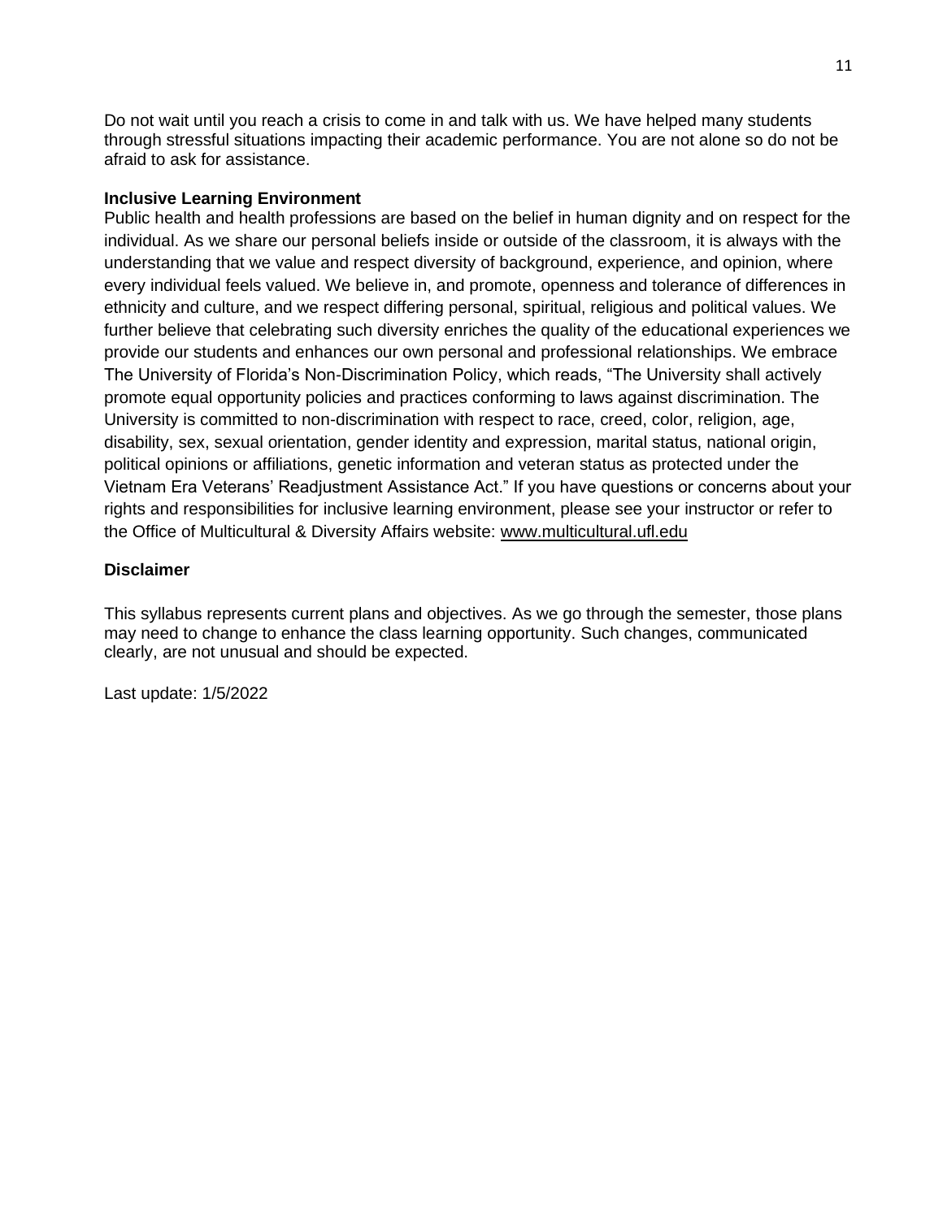Do not wait until you reach a crisis to come in and talk with us. We have helped many students through stressful situations impacting their academic performance. You are not alone so do not be afraid to ask for assistance.

**Inclusive Learning Environment**

Public health and health professions are based on the belief in human dignity and on respect for the individual. As we share our personal beliefs inside or outside of the classroom, it is always with the understanding that we value and respect diversity of background, experience, and opinion, where every individual feels valued. We believe in, and promote, openness and tolerance of differences in ethnicity and culture, and we respect differing personal, spiritual, religious and political values. We further believe that celebrating such diversity enriches the quality of the educational experiences we provide our students and enhances our own personal and professional relationships. We embrace The University of Florida's Non-Discrimination Policy, which reads, "The University shall actively promote equal opportunity policies and practices conforming to laws against discrimination. The University is committed to non-discrimination with respect to race, creed, color, religion, age, disability, sex, sexual orientation, gender identity and expression, marital status, national origin, political opinions or affiliations, genetic information and veteran status as protected under the Vietnam Era Veterans' Readjustment Assistance Act." If you have questions or concerns about your rights and responsibilities for inclusive learning environment, please see your instructor or refer to the Office of Multicultural & Diversity Affairs website: www.multicultural.ufl.edu

**Disclaimer**

This syllabus represents current plans and objectives. As we go through the semester, those plans may need to change to enhance the class learning opportunity. Such changes, communicated clearly, are not unusual and should be expected.

Last update: 1/5/2022